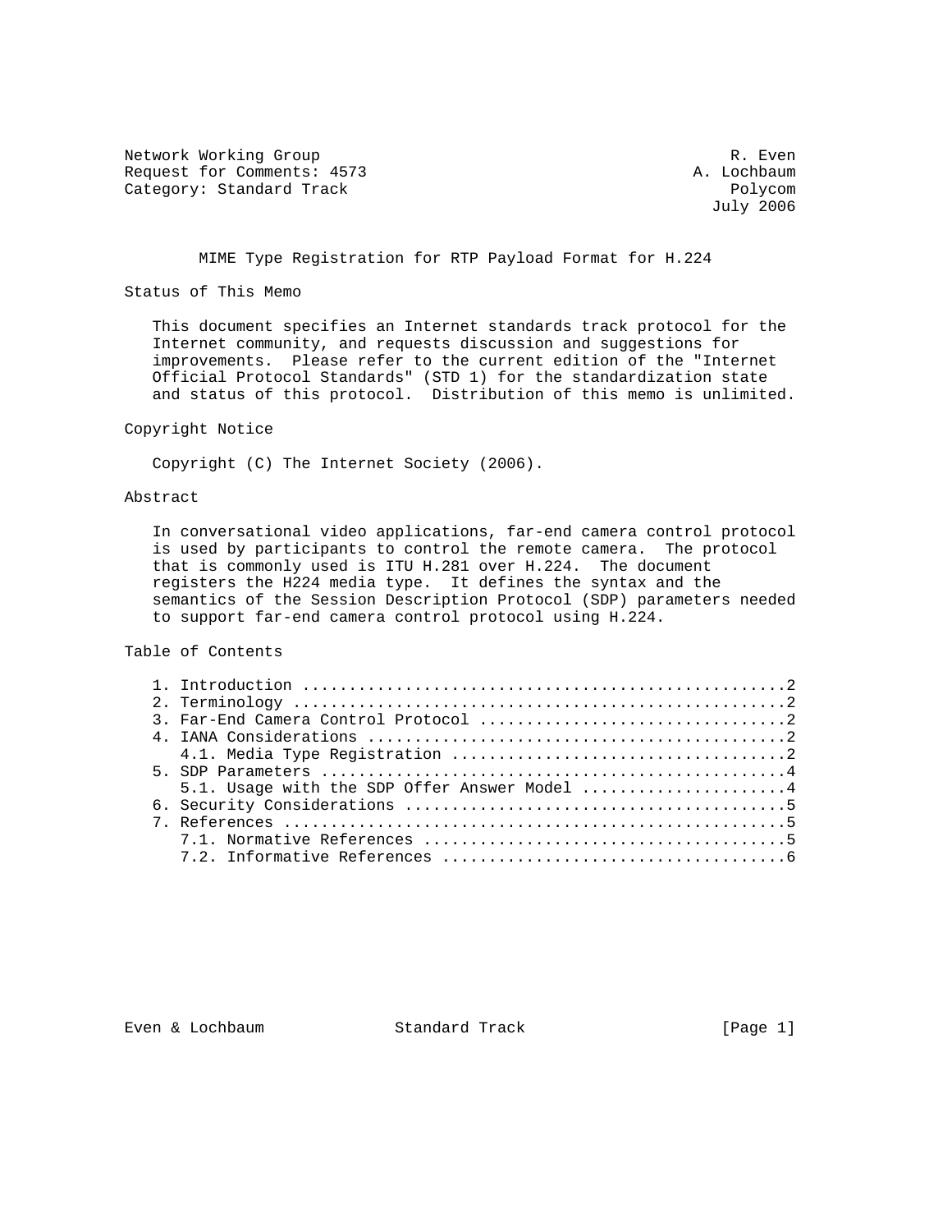Network Working Group R. Even
Request for Comments: 4573 A. Lochbaum
Category: Standard Track Polycom
July 2006

# MIME Type Registration for RTP Payload Format for H.224

## Status of This Memo

This document specifies an Internet standards track protocol for the Internet community, and requests discussion and suggestions for improvements. Please refer to the current edition of the "Internet Official Protocol Standards" (STD 1) for the standardization state and status of this protocol. Distribution of this memo is unlimited.

## Copyright Notice

Copyright (C) The Internet Society (2006).

## Abstract

In conversational video applications, far-end camera control protocol is used by participants to control the remote camera. The protocol that is commonly used is ITU H.281 over H.224. The document registers the H224 media type. It defines the syntax and the semantics of the Session Description Protocol (SDP) parameters needed to support far-end camera control protocol using H.224.

## Table of Contents

```
1. Introduction ....................................................2
2. Terminology ....................................................2
3. Far-End Camera Control Protocol ................................2
4. IANA Considerations ............................................2
   4.1. Media Type Registration ...................................2
5. SDP Parameters .................................................4
   5.1. Usage with the SDP Offer Answer Model .....................4
6. Security Considerations ........................................5
7. References .....................................................5
   7.1. Normative References ......................................5
   7.2. Informative References ....................................6
```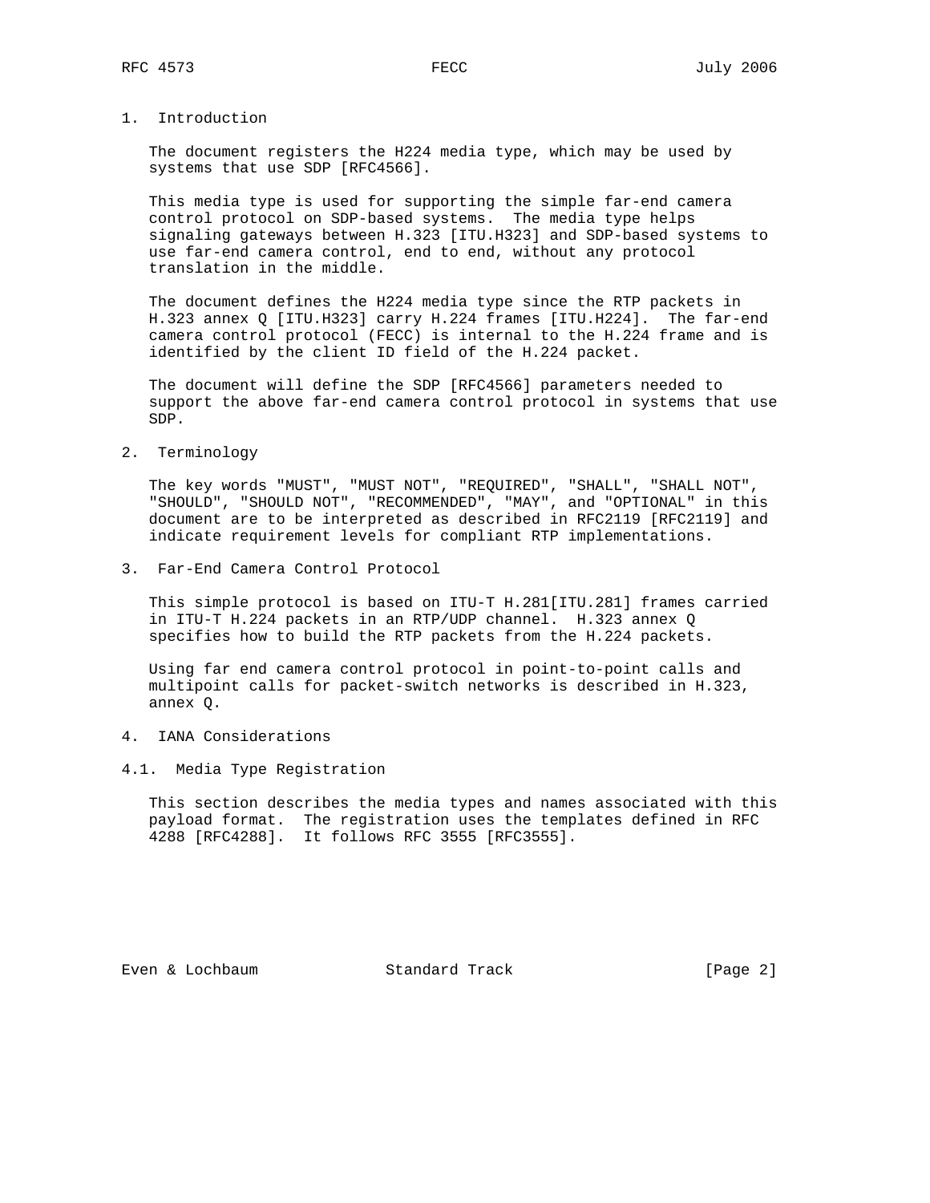## 1. Introduction

The document registers the H224 media type, which may be used by systems that use SDP [RFC4566].

This media type is used for supporting the simple far-end camera control protocol on SDP-based systems. The media type helps signaling gateways between H.323 [ITU.H323] and SDP-based systems to use far-end camera control, end to end, without any protocol translation in the middle.

The document defines the H224 media type since the RTP packets in H.323 annex Q [ITU.H323] carry H.224 frames [ITU.H224]. The far-end camera control protocol (FECC) is internal to the H.224 frame and is identified by the client ID field of the H.224 packet.

The document will define the SDP [RFC4566] parameters needed to support the above far-end camera control protocol in systems that use SDP.

## 2. Terminology

The key words "MUST", "MUST NOT", "REQUIRED", "SHALL", "SHALL NOT", "SHOULD", "SHOULD NOT", "RECOMMENDED", "MAY", and "OPTIONAL" in this document are to be interpreted as described in RFC2119 [RFC2119] and indicate requirement levels for compliant RTP implementations.

## 3. Far-End Camera Control Protocol

This simple protocol is based on ITU-T H.281[ITU.281] frames carried in ITU-T H.224 packets in an RTP/UDP channel. H.323 annex Q specifies how to build the RTP packets from the H.224 packets.

Using far end camera control protocol in point-to-point calls and multipoint calls for packet-switch networks is described in H.323, annex Q.

## 4. IANA Considerations

### 4.1. Media Type Registration

This section describes the media types and names associated with this payload format. The registration uses the templates defined in RFC 4288 [RFC4288]. It follows RFC 3555 [RFC3555].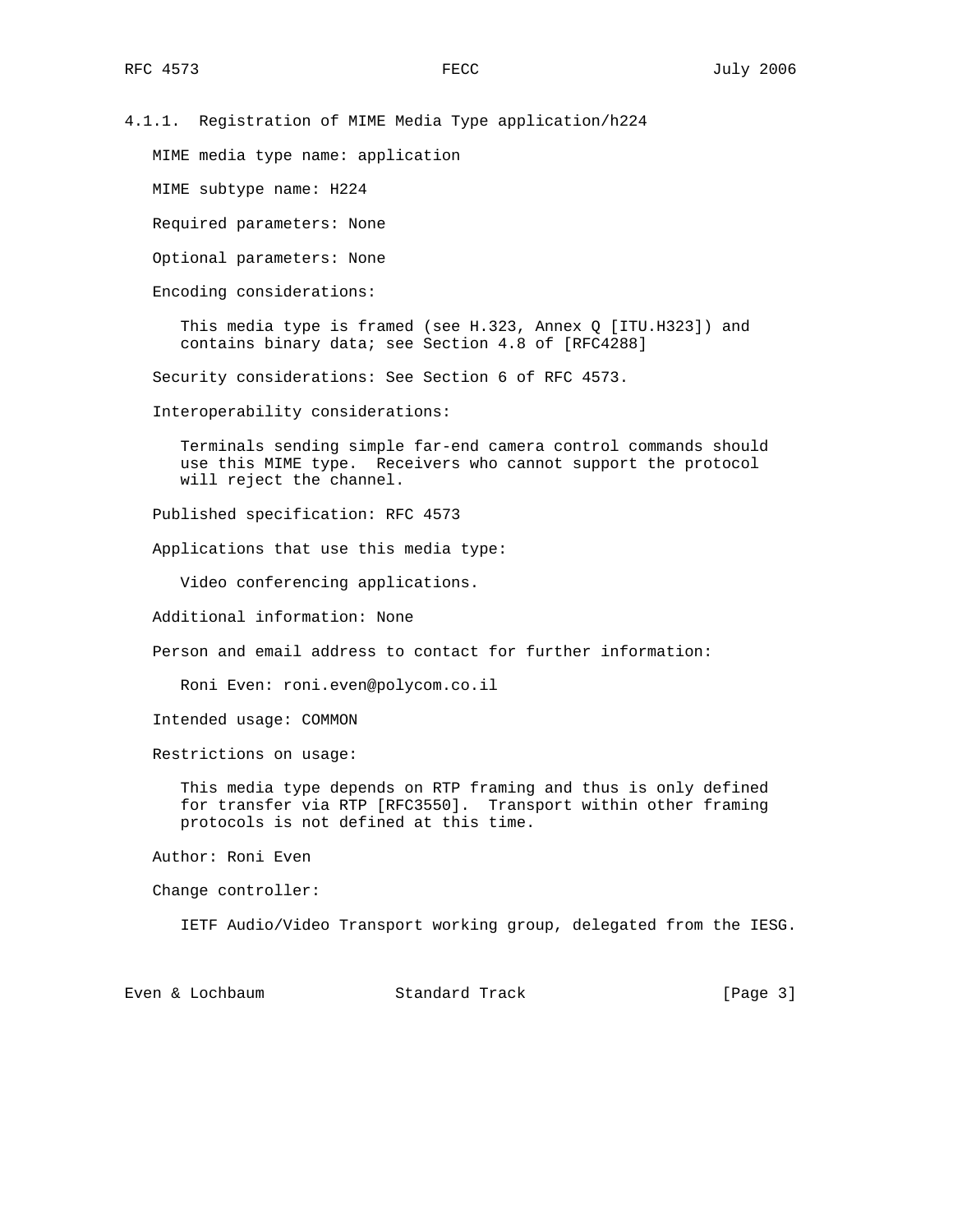#### 4.1.1. Registration of MIME Media Type application/h224

MIME media type name: application

MIME subtype name: H224

Required parameters: None

Optional parameters: None

Encoding considerations:

This media type is framed (see H.323, Annex Q [ITU.H323]) and contains binary data; see Section 4.8 of [RFC4288]

Security considerations: See Section 6 of RFC 4573.

Interoperability considerations:

Terminals sending simple far-end camera control commands should use this MIME type. Receivers who cannot support the protocol will reject the channel.

Published specification: RFC 4573

Applications that use this media type:

Video conferencing applications.

Additional information: None

Person and email address to contact for further information:

Roni Even: roni.even@polycom.co.il

Intended usage: COMMON

Restrictions on usage:

This media type depends on RTP framing and thus is only defined for transfer via RTP [RFC3550]. Transport within other framing protocols is not defined at this time.

Author: Roni Even

Change controller:

IETF Audio/Video Transport working group, delegated from the IESG.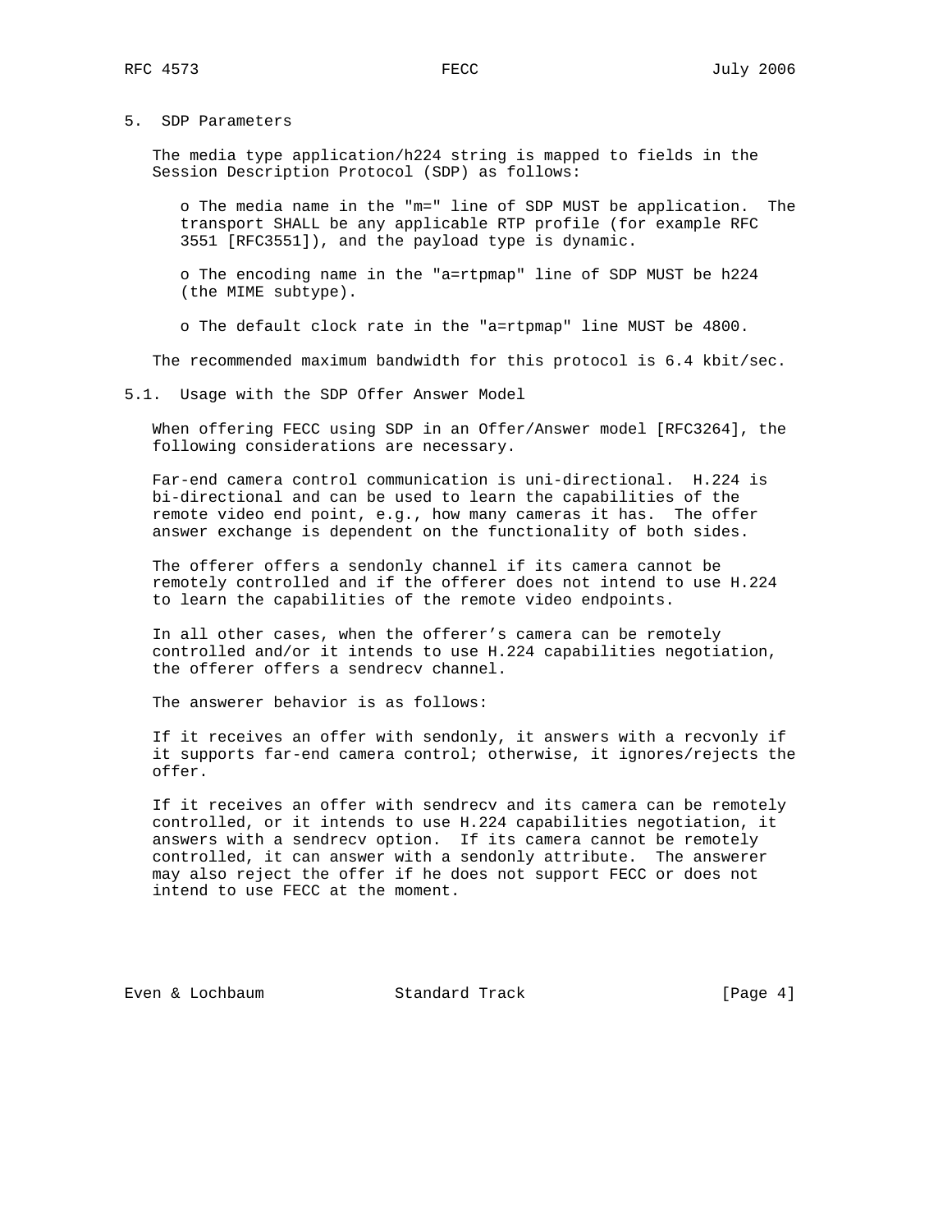## 5. SDP Parameters

The media type application/h224 string is mapped to fields in the Session Description Protocol (SDP) as follows:

- The media name in the "m=" line of SDP MUST be application. The transport SHALL be any applicable RTP profile (for example RFC 3551 [RFC3551]), and the payload type is dynamic.
- The encoding name in the "a=rtpmap" line of SDP MUST be h224 (the MIME subtype).
- The default clock rate in the "a=rtpmap" line MUST be 4800.

The recommended maximum bandwidth for this protocol is 6.4 kbit/sec.

### 5.1. Usage with the SDP Offer Answer Model

When offering FECC using SDP in an Offer/Answer model [RFC3264], the following considerations are necessary.

Far-end camera control communication is uni-directional. H.224 is bi-directional and can be used to learn the capabilities of the remote video end point, e.g., how many cameras it has. The offer answer exchange is dependent on the functionality of both sides.

The offerer offers a sendonly channel if its camera cannot be remotely controlled and if the offerer does not intend to use H.224 to learn the capabilities of the remote video endpoints.

In all other cases, when the offerer’s camera can be remotely controlled and/or it intends to use H.224 capabilities negotiation, the offerer offers a sendrecv channel.

The answerer behavior is as follows:

If it receives an offer with sendonly, it answers with a recvonly if it supports far-end camera control; otherwise, it ignores/rejects the offer.

If it receives an offer with sendrecv and its camera can be remotely controlled, or it intends to use H.224 capabilities negotiation, it answers with a sendrecv option. If its camera cannot be remotely controlled, it can answer with a sendonly attribute. The answerer may also reject the offer if he does not support FECC or does not intend to use FECC at the moment.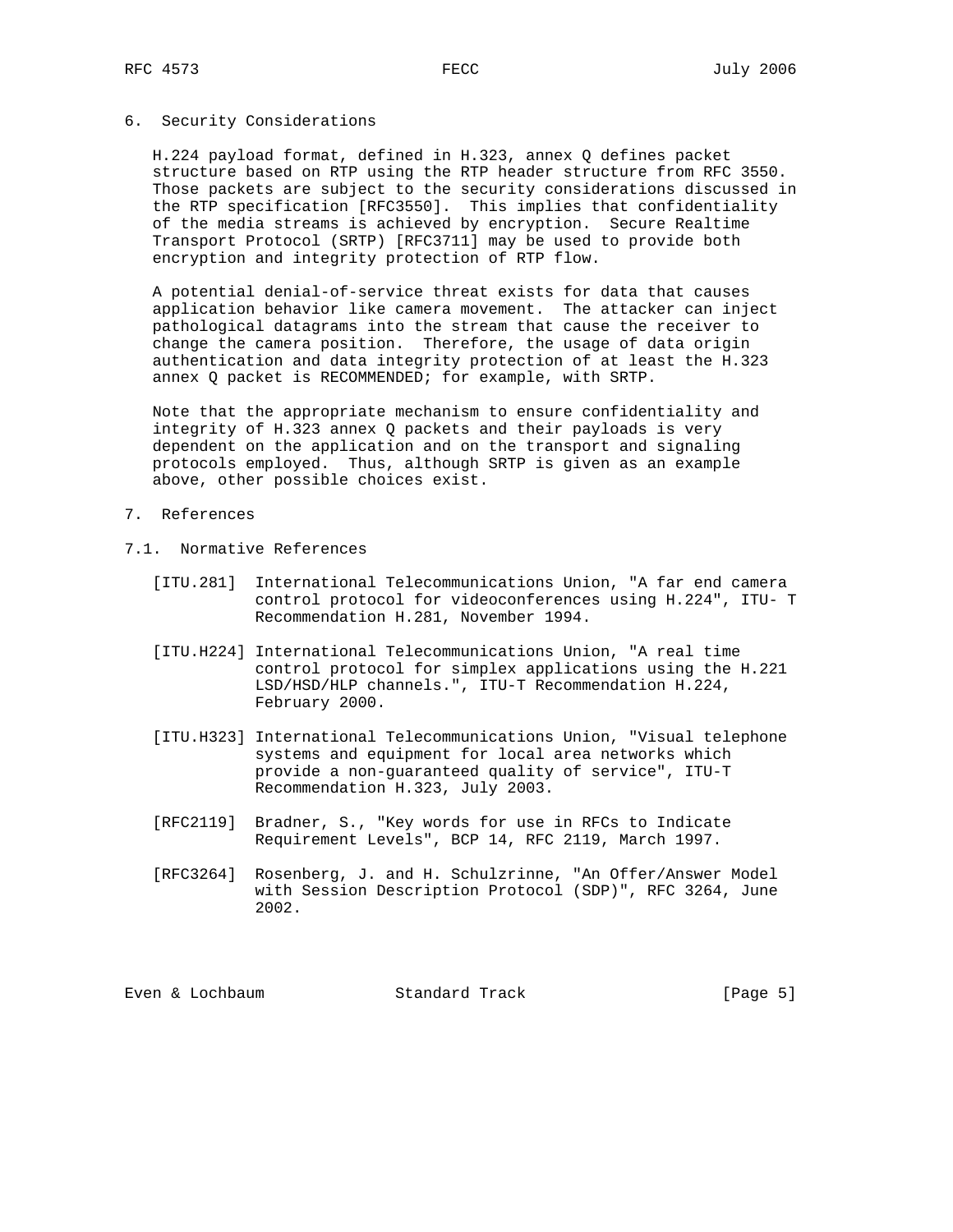## 6. Security Considerations

H.224 payload format, defined in H.323, annex Q defines packet structure based on RTP using the RTP header structure from RFC 3550. Those packets are subject to the security considerations discussed in the RTP specification [RFC3550]. This implies that confidentiality of the media streams is achieved by encryption. Secure Realtime Transport Protocol (SRTP) [RFC3711] may be used to provide both encryption and integrity protection of RTP flow.

A potential denial-of-service threat exists for data that causes application behavior like camera movement. The attacker can inject pathological datagrams into the stream that cause the receiver to change the camera position. Therefore, the usage of data origin authentication and data integrity protection of at least the H.323 annex Q packet is RECOMMENDED; for example, with SRTP.

Note that the appropriate mechanism to ensure confidentiality and integrity of H.323 annex Q packets and their payloads is very dependent on the application and on the transport and signaling protocols employed. Thus, although SRTP is given as an example above, other possible choices exist.

## 7. References

### 7.1. Normative References

[ITU.281] International Telecommunications Union, "A far end camera control protocol for videoconferences using H.224", ITU- T Recommendation H.281, November 1994.

[ITU.H224] International Telecommunications Union, "A real time control protocol for simplex applications using the H.221 LSD/HSD/HLP channels.", ITU-T Recommendation H.224, February 2000.

[ITU.H323] International Telecommunications Union, "Visual telephone systems and equipment for local area networks which provide a non-guaranteed quality of service", ITU-T Recommendation H.323, July 2003.

[RFC2119] Bradner, S., "Key words for use in RFCs to Indicate Requirement Levels", BCP 14, RFC 2119, March 1997.

[RFC3264] Rosenberg, J. and H. Schulzrinne, "An Offer/Answer Model with Session Description Protocol (SDP)", RFC 3264, June 2002.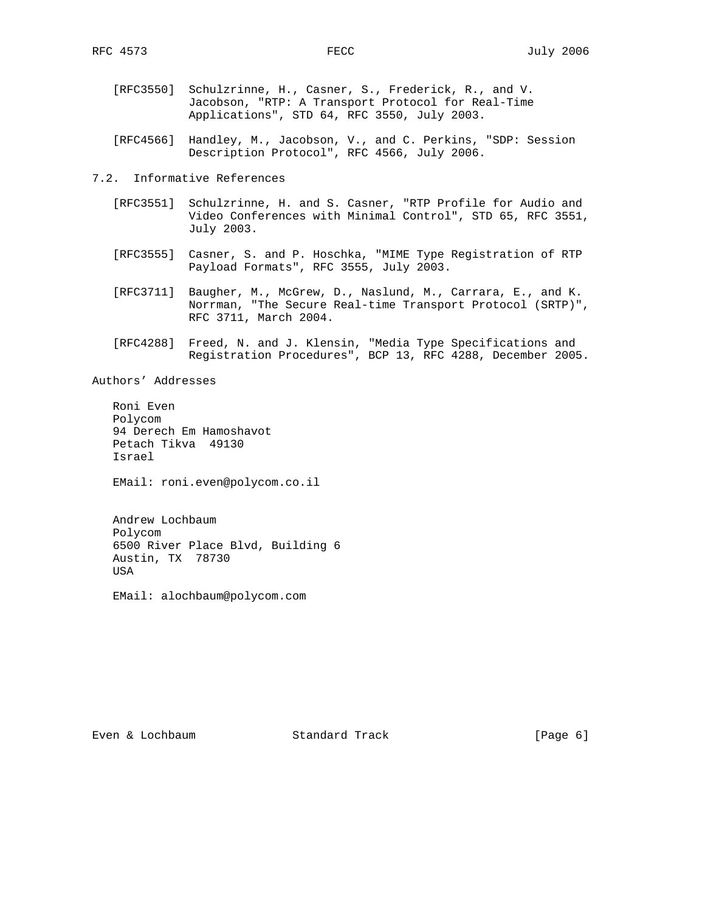[RFC3550] Schulzrinne, H., Casner, S., Frederick, R., and V. Jacobson, "RTP: A Transport Protocol for Real-Time Applications", STD 64, RFC 3550, July 2003.

[RFC4566] Handley, M., Jacobson, V., and C. Perkins, "SDP: Session Description Protocol", RFC 4566, July 2006.

## 7.2. Informative References

[RFC3551] Schulzrinne, H. and S. Casner, "RTP Profile for Audio and Video Conferences with Minimal Control", STD 65, RFC 3551, July 2003.

[RFC3555] Casner, S. and P. Hoschka, "MIME Type Registration of RTP Payload Formats", RFC 3555, July 2003.

[RFC3711] Baugher, M., McGrew, D., Naslund, M., Carrara, E., and K. Norrman, "The Secure Real-time Transport Protocol (SRTP)", RFC 3711, March 2004.

[RFC4288] Freed, N. and J. Klensin, "Media Type Specifications and Registration Procedures", BCP 13, RFC 4288, December 2005.

## Authors' Addresses

Roni Even
Polycom
94 Derech Em Hamoshavot
Petach Tikva 49130
Israel

EMail: roni.even@polycom.co.il

Andrew Lochbaum
Polycom
6500 River Place Blvd, Building 6
Austin, TX 78730
USA

EMail: alochbaum@polycom.com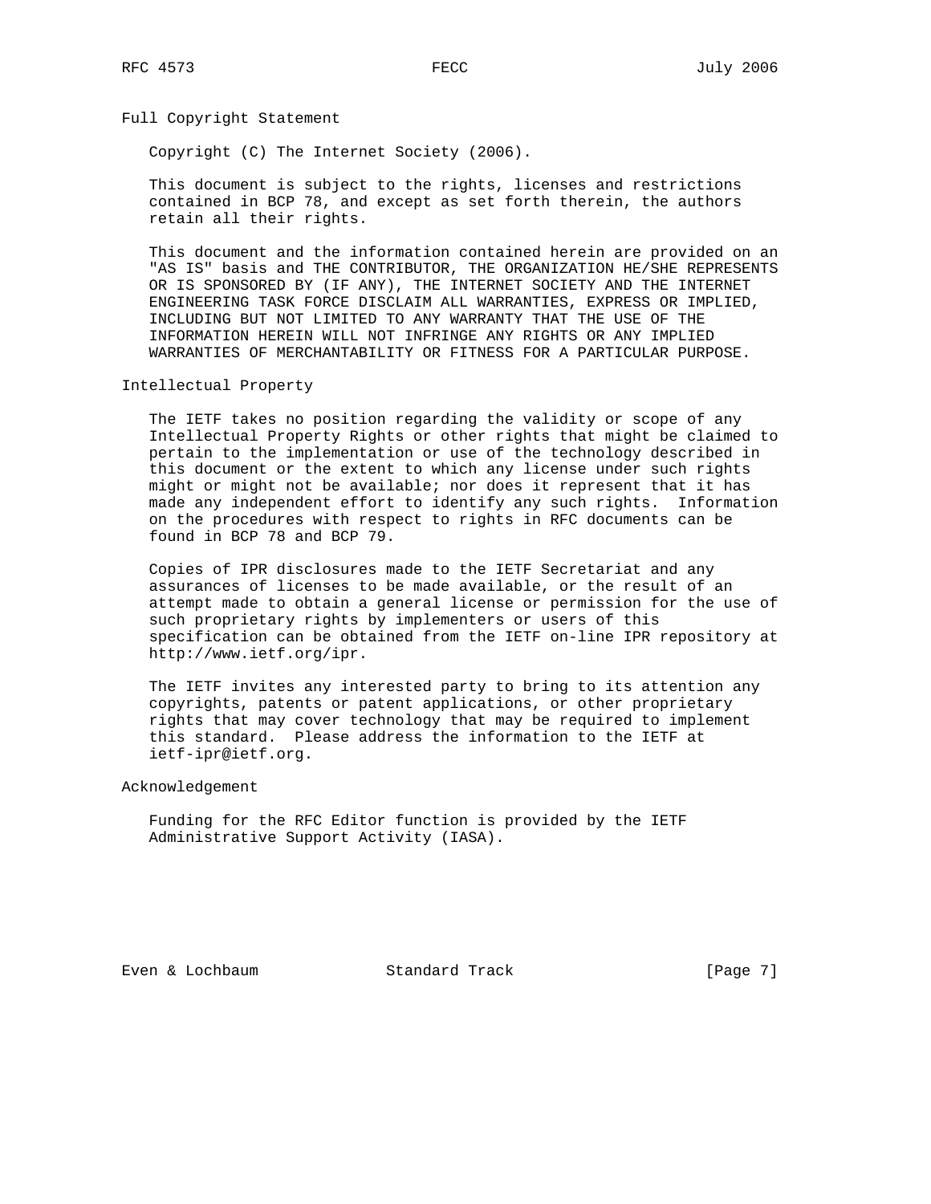## Full Copyright Statement

Copyright (C) The Internet Society (2006).

This document is subject to the rights, licenses and restrictions contained in BCP 78, and except as set forth therein, the authors retain all their rights.

This document and the information contained herein are provided on an "AS IS" basis and THE CONTRIBUTOR, THE ORGANIZATION HE/SHE REPRESENTS OR IS SPONSORED BY (IF ANY), THE INTERNET SOCIETY AND THE INTERNET ENGINEERING TASK FORCE DISCLAIM ALL WARRANTIES, EXPRESS OR IMPLIED, INCLUDING BUT NOT LIMITED TO ANY WARRANTY THAT THE USE OF THE INFORMATION HEREIN WILL NOT INFRINGE ANY RIGHTS OR ANY IMPLIED WARRANTIES OF MERCHANTABILITY OR FITNESS FOR A PARTICULAR PURPOSE.

## Intellectual Property

The IETF takes no position regarding the validity or scope of any Intellectual Property Rights or other rights that might be claimed to pertain to the implementation or use of the technology described in this document or the extent to which any license under such rights might or might not be available; nor does it represent that it has made any independent effort to identify any such rights. Information on the procedures with respect to rights in RFC documents can be found in BCP 78 and BCP 79.

Copies of IPR disclosures made to the IETF Secretariat and any assurances of licenses to be made available, or the result of an attempt made to obtain a general license or permission for the use of such proprietary rights by implementers or users of this specification can be obtained from the IETF on-line IPR repository at http://www.ietf.org/ipr.

The IETF invites any interested party to bring to its attention any copyrights, patents or patent applications, or other proprietary rights that may cover technology that may be required to implement this standard. Please address the information to the IETF at ietf-ipr@ietf.org.

## Acknowledgement

Funding for the RFC Editor function is provided by the IETF Administrative Support Activity (IASA).